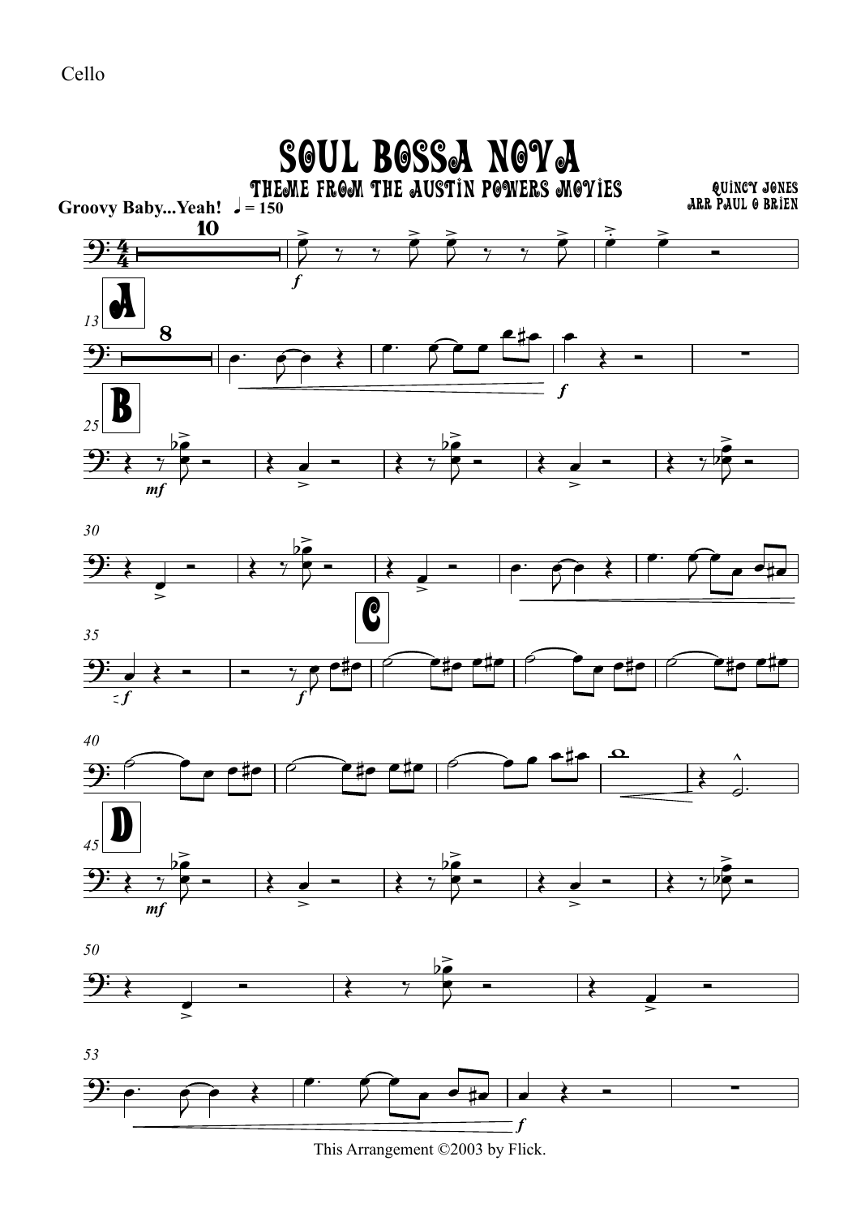Cello

# SOUL BOSSA NOVA

## THEME FROM THE AUSTIN POWERS MOVIES

QUINCY JONES
ARR PAUL O BRIEN

**Groovy Baby...Yeah!** ♩ = 150

This Arrangement ©2003 by Flick.